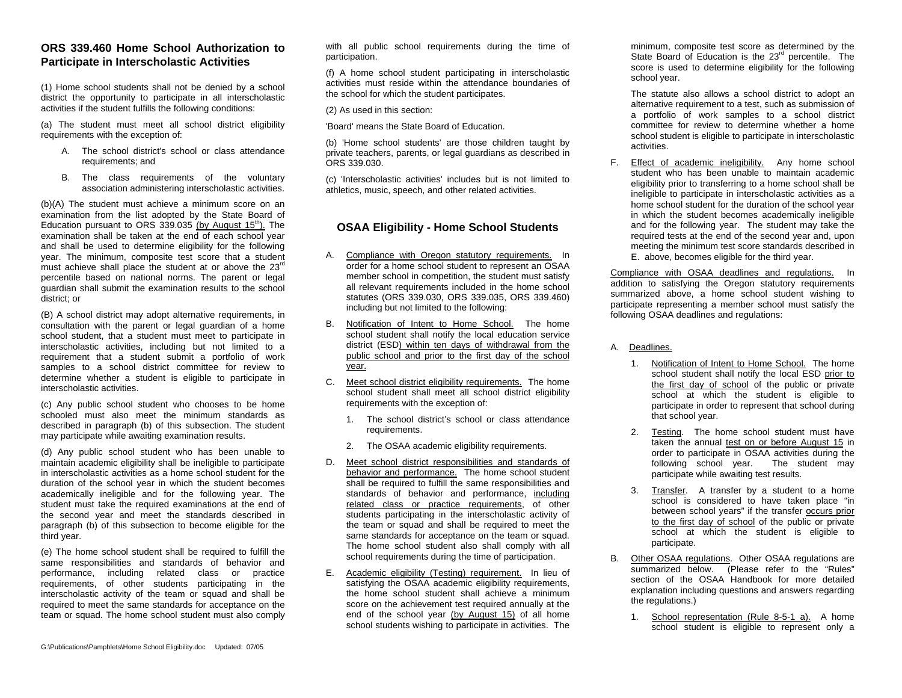## ORS 339.460 Home School Authorization to Participate in Interscholastic Activities

(1) Home school students shall not be denied by a school district the opportunity to participate in all interscholastic activities if the student fulfills the following conditions:

(a) The student must meet all school district eligibility requirements with the exception of:

A. The school district's school or class attendance requirements; and

B. The class requirements of the voluntary association administering interscholastic activities.

(b)(A) The student must achieve a minimum score on an examination from the list adopted by the State Board of Education pursuant to ORS 339.035 (by August 15th). The examination shall be taken at the end of each school year and shall be used to determine eligibility for the following year. The minimum, composite test score that a student must achieve shall place the student at or above the 23rd percentile based on national norms. The parent or legal guardian shall submit the examination results to the school district; or

(B) A school district may adopt alternative requirements, in consultation with the parent or legal guardian of a home school student, that a student must meet to participate in interscholastic activities, including but not limited to a requirement that a student submit a portfolio of work samples to a school district committee for review to determine whether a student is eligible to participate in interscholastic activities.

(c) Any public school student who chooses to be home schooled must also meet the minimum standards as described in paragraph (b) of this subsection. The student may participate while awaiting examination results.

(d) Any public school student who has been unable to maintain academic eligibility shall be ineligible to participate in interscholastic activities as a home school student for the duration of the school year in which the student becomes academically ineligible and for the following year. The student must take the required examinations at the end of the second year and meet the standards described in paragraph (b) of this subsection to become eligible for the third year.

(e) The home school student shall be required to fulfill the same responsibilities and standards of behavior and performance, including related class or practice requirements, of other students participating in the interscholastic activity of the team or squad and shall be required to meet the same standards for acceptance on the team or squad. The home school student must also comply with all public school requirements during the time of participation.

(f) A home school student participating in interscholastic activities must reside within the attendance boundaries of the school for which the student participates.

(2) As used in this section:

'Board' means the State Board of Education.

(b) 'Home school students' are those children taught by private teachers, parents, or legal guardians as described in ORS 339.030.

(c) 'Interscholastic activities' includes but is not limited to athletics, music, speech, and other related activities.

## OSAA Eligibility - Home School Students

A. Compliance with Oregon statutory requirements. In order for a home school student to represent an OSAA member school in competition, the student must satisfy all relevant requirements included in the home school statutes (ORS 339.030, ORS 339.035, ORS 339.460) including but not limited to the following:

B. Notification of Intent to Home School. The home school student shall notify the local education service district (ESD) within ten days of withdrawal from the public school and prior to the first day of the school year.

C. Meet school district eligibility requirements. The home school student shall meet all school district eligibility requirements with the exception of:

1. The school district's school or class attendance requirements.
2. The OSAA academic eligibility requirements.

D. Meet school district responsibilities and standards of behavior and performance. The home school student shall be required to fulfill the same responsibilities and standards of behavior and performance, including related class or practice requirements, of other students participating in the interscholastic activity of the team or squad and shall be required to meet the same standards for acceptance on the team or squad. The home school student also shall comply with all school requirements during the time of participation.

E. Academic eligibility (Testing) requirement. In lieu of satisfying the OSAA academic eligibility requirements, the home school student shall achieve a minimum score on the achievement test required annually at the end of the school year (by August 15) of all home school students wishing to participate in activities. The minimum, composite test score as determined by the State Board of Education is the 23rd percentile. The score is used to determine eligibility for the following school year.

The statute also allows a school district to adopt an alternative requirement to a test, such as submission of a portfolio of work samples to a school district committee for review to determine whether a home school student is eligible to participate in interscholastic activities.

F. Effect of academic ineligibility. Any home school student who has been unable to maintain academic eligibility prior to transferring to a home school shall be ineligible to participate in interscholastic activities as a home school student for the duration of the school year in which the student becomes academically ineligible and for the following year. The student may take the required tests at the end of the second year and, upon meeting the minimum test score standards described in E. above, becomes eligible for the third year.

Compliance with OSAA deadlines and regulations. In addition to satisfying the Oregon statutory requirements summarized above, a home school student wishing to participate representing a member school must satisfy the following OSAA deadlines and regulations:

A. Deadlines.

1. Notification of Intent to Home School. The home school student shall notify the local ESD prior to the first day of school of the public or private school at which the student is eligible to participate in order to represent that school during that school year.
2. Testing. The home school student must have taken the annual test on or before August 15 in order to participate in OSAA activities during the following school year. The student may participate while awaiting test results.
3. Transfer. A transfer by a student to a home school is considered to have taken place "in between school years" if the transfer occurs prior to the first day of school of the public or private school at which the student is eligible to participate.

B. Other OSAA regulations. Other OSAA regulations are summarized below. (Please refer to the "Rules" section of the OSAA Handbook for more detailed explanation including questions and answers regarding the regulations.)

1. School representation (Rule 8-5-1 a). A home school student is eligible to represent only a

G:\Publications\Pamphlets\Home School Eligibility.doc Updated: 07/05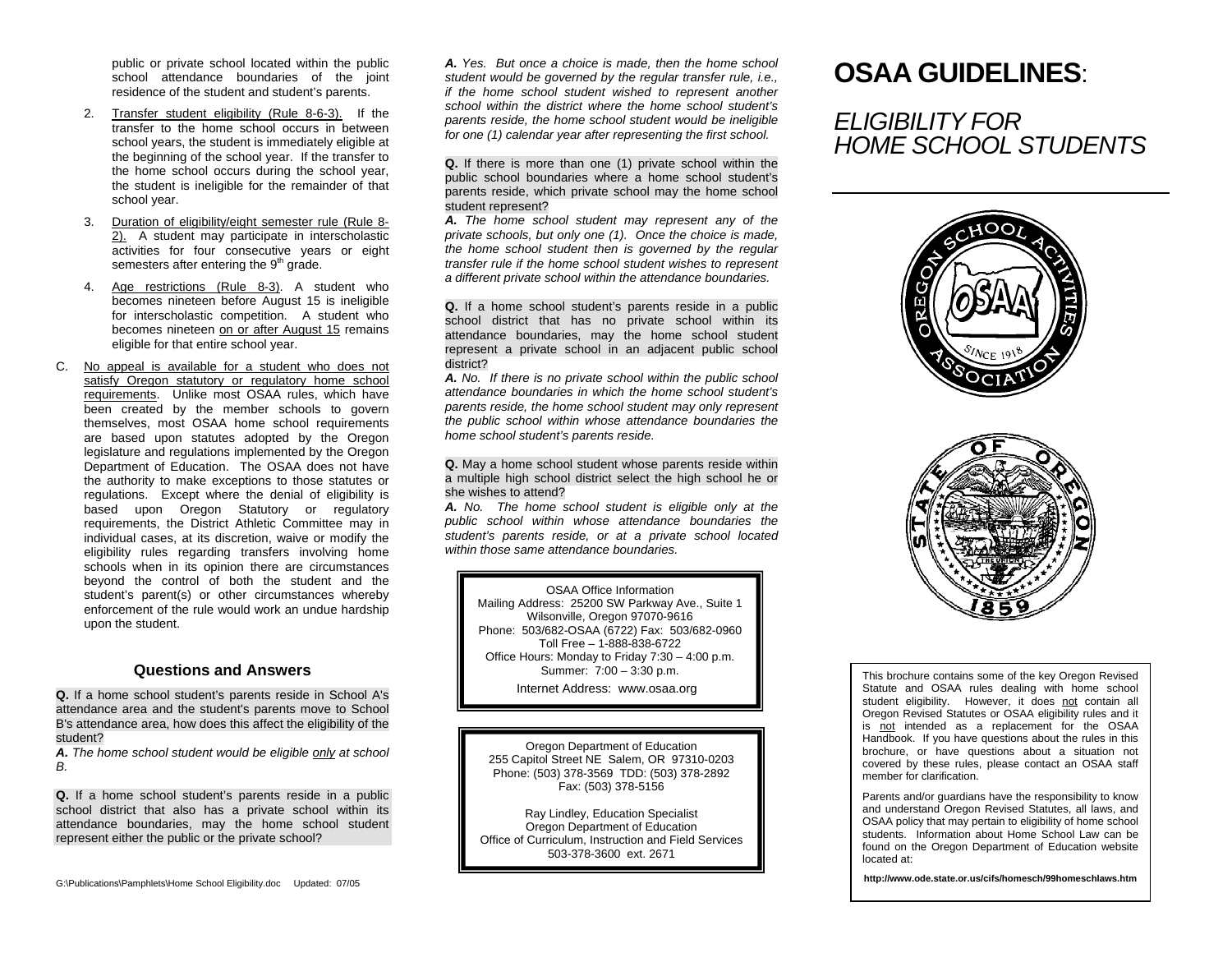public or private school located within the public school attendance boundaries of the joint residence of the student and student's parents.

2. Transfer student eligibility (Rule 8-6-3). If the transfer to the home school occurs in between school years, the student is immediately eligible at the beginning of the school year. If the transfer to the home school occurs during the school year, the student is ineligible for the remainder of that school year.

3. Duration of eligibility/eight semester rule (Rule 8-2). A student may participate in interscholastic activities for four consecutive years or eight semesters after entering the 9th grade.

4. Age restrictions (Rule 8-3). A student who becomes nineteen before August 15 is ineligible for interscholastic competition. A student who becomes nineteen on or after August 15 remains eligible for that entire school year.

C. No appeal is available for a student who does not satisfy Oregon statutory or regulatory home school requirements. Unlike most OSAA rules, which have been created by the member schools to govern themselves, most OSAA home school requirements are based upon statutes adopted by the Oregon legislature and regulations implemented by the Oregon Department of Education. The OSAA does not have the authority to make exceptions to those statutes or regulations. Except where the denial of eligibility is based upon Oregon Statutory or regulatory requirements, the District Athletic Committee may in individual cases, at its discretion, waive or modify the eligibility rules regarding transfers involving home schools when in its opinion there are circumstances beyond the control of both the student and the student's parent(s) or other circumstances whereby enforcement of the rule would work an undue hardship upon the student.

### Questions and Answers

**Q.** If a home school student's parents reside in School A's attendance area and the student's parents move to School B's attendance area, how does this affect the eligibility of the student?

***A.*** *The home school student would be eligible only at school B.*

**Q.** If a home school student's parents reside in a public school district that also has a private school within its attendance boundaries, may the home school student represent either the public or the private school?

***A.*** *Yes. But once a choice is made, then the home school student would be governed by the regular transfer rule, i.e., if the home school student wished to represent another school within the district where the home school student's parents reside, the home school student would be ineligible for one (1) calendar year after representing the first school.*

**Q.** If there is more than one (1) private school within the public school boundaries where a home school student's parents reside, which private school may the home school student represent?

***A.*** *The home school student may represent any of the private schools, but only one (1). Once the choice is made, the home school student then is governed by the regular transfer rule if the home school student wishes to represent a different private school within the attendance boundaries.*

**Q.** If a home school student's parents reside in a public school district that has no private school within its attendance boundaries, may the home school student represent a private school in an adjacent public school district?

***A.*** *No. If there is no private school within the public school attendance boundaries in which the home school student's parents reside, the home school student may only represent the public school within whose attendance boundaries the home school student's parents reside.*

**Q.** May a home school student whose parents reside within a multiple high school district select the high school he or she wishes to attend?

***A.*** *No. The home school student is eligible only at the public school within whose attendance boundaries the student's parents reside, or at a private school located within those same attendance boundaries.*

OSAA Office Information
Mailing Address: 25200 SW Parkway Ave., Suite 1
Wilsonville, Oregon 97070-9616
Phone: 503/682-OSAA (6722) Fax: 503/682-0960
Toll Free – 1-888-838-6722
Office Hours: Monday to Friday 7:30 – 4:00 p.m.
Summer: 7:00 – 3:30 p.m.
Internet Address: www.osaa.org

Oregon Department of Education
255 Capitol Street NE Salem, OR 97310-0203
Phone: (503) 378-3569 TDD: (503) 378-2892
Fax: (503) 378-5156

Ray Lindley, Education Specialist
Oregon Department of Education
Office of Curriculum, Instruction and Field Services
503-378-3600 ext. 2671

G:\Publications\Pamphlets\Home School Eligibility.doc Updated: 07/05

# OSAA GUIDELINES:

## *ELIGIBILITY FOR HOME SCHOOL STUDENTS*

This brochure contains some of the key Oregon Revised Statute and OSAA rules dealing with home school student eligibility. However, it does not contain all Oregon Revised Statutes or OSAA eligibility rules and it is not intended as a replacement for the OSAA Handbook. If you have questions about the rules in this brochure, or have questions about a situation not covered by these rules, please contact an OSAA staff member for clarification.

Parents and/or guardians have the responsibility to know and understand Oregon Revised Statutes, all laws, and OSAA policy that may pertain to eligibility of home school students. Information about Home School Law can be found on the Oregon Department of Education website located at:

**http://www.ode.state.or.us/cifs/homesch/99homeschlaws.htm**